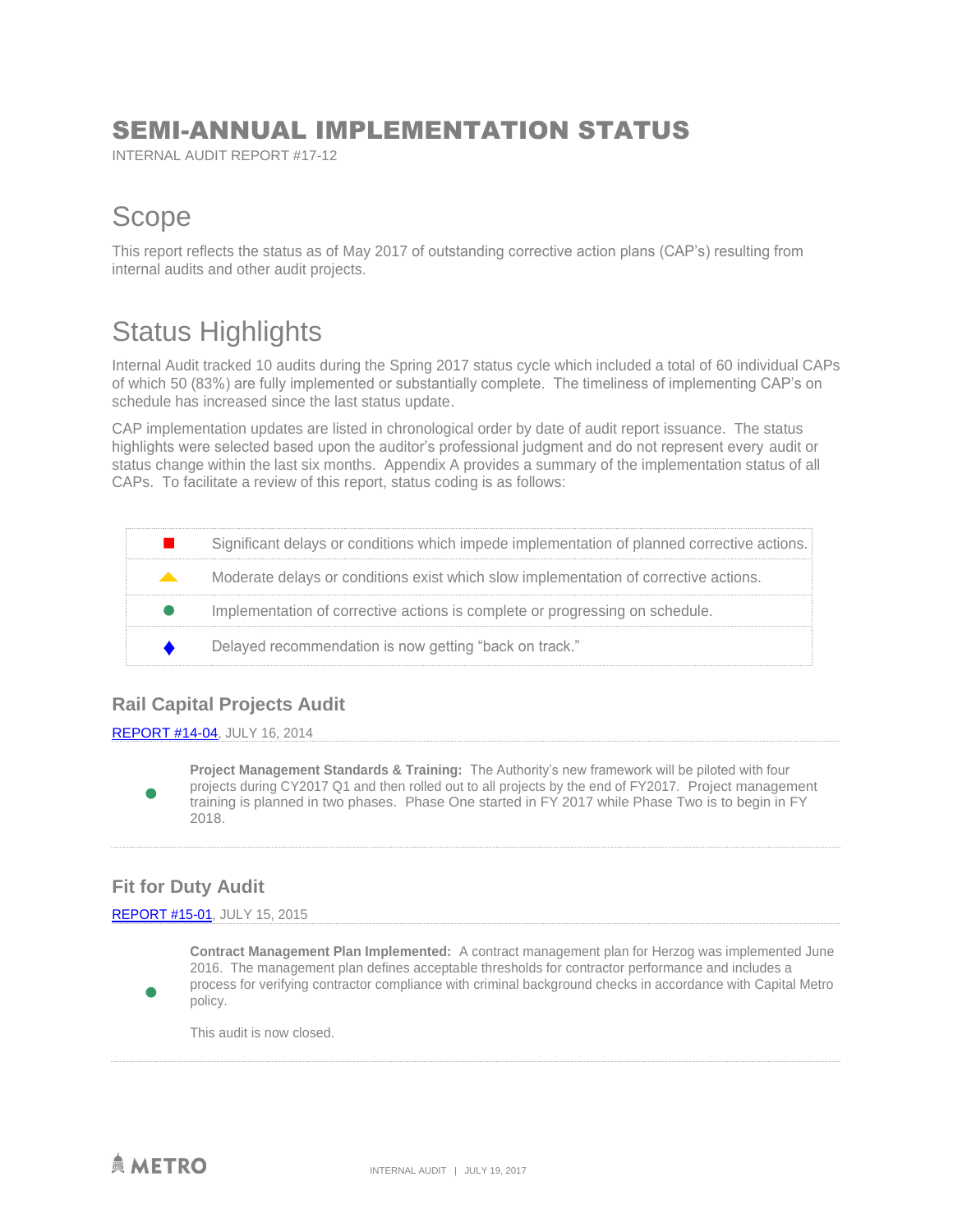# SEMI-ANNUAL IMPLEMENTATION STATUS

INTERNAL AUDIT REPORT #17-12

## Scope

This report reflects the status as of May 2017 of outstanding corrective action plans (CAP's) resulting from internal audits and other audit projects.

## Status Highlights

Internal Audit tracked 10 audits during the Spring 2017 status cycle which included a total of 60 individual CAPs of which 50 (83%) are fully implemented or substantially complete. The timeliness of implementing CAP's on schedule has increased since the last status update.

CAP implementation updates are listed in chronological order by date of audit report issuance. The status highlights were selected based upon the auditor's professional judgment and do not represent every audit or status change within the last six months. Appendix A provides a summary of the implementation status of all CAPs. To facilitate a review of this report, status coding is as follows:

| | |
|---|---|
| ■ | Significant delays or conditions which impede implementation of planned corrective actions. |
| ▲ | Moderate delays or conditions exist which slow implementation of corrective actions. |
| ● | Implementation of corrective actions is complete or progressing on schedule. |
| ♦ | Delayed recommendation is now getting "back on track." |

### Rail Capital Projects Audit

REPORT #14-04, JULY 16, 2014

● **Project Management Standards & Training:** The Authority's new framework will be piloted with four projects during CY2017 Q1 and then rolled out to all projects by the end of FY2017. Project management training is planned in two phases. Phase One started in FY 2017 while Phase Two is to begin in FY 2018.

### Fit for Duty Audit

REPORT #15-01, JULY 15, 2015

● **Contract Management Plan Implemented:** A contract management plan for Herzog was implemented June 2016. The management plan defines acceptable thresholds for contractor performance and includes a process for verifying contractor compliance with criminal background checks in accordance with Capital Metro policy.

This audit is now closed.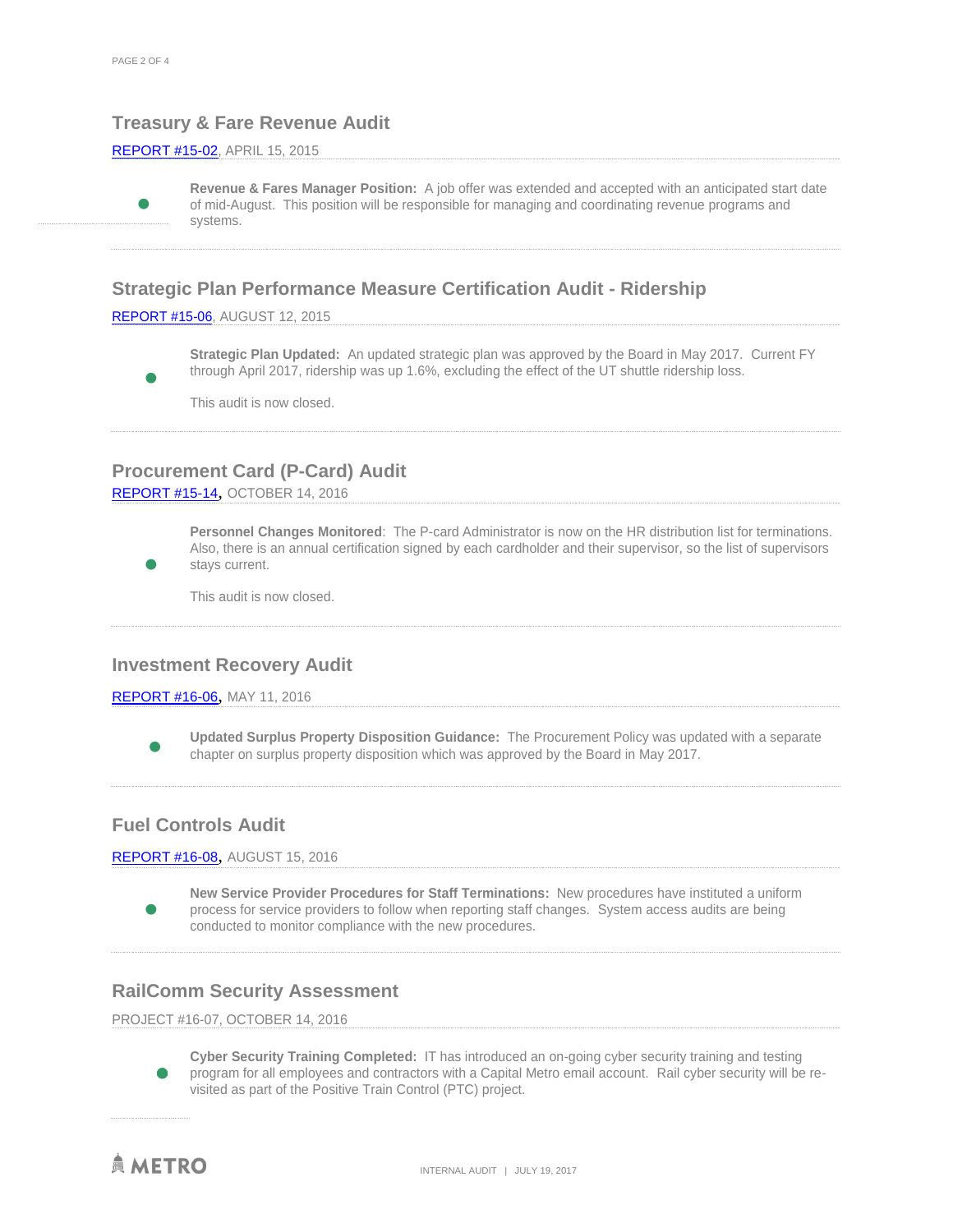## Treasury & Fare Revenue Audit

REPORT #15-02, APRIL 15, 2015

- **Revenue & Fares Manager Position:** A job offer was extended and accepted with an anticipated start date of mid-August. This position will be responsible for managing and coordinating revenue programs and systems.

## Strategic Plan Performance Measure Certification Audit - Ridership

REPORT #15-06, AUGUST 12, 2015

- **Strategic Plan Updated:** An updated strategic plan was approved by the Board in May 2017. Current FY through April 2017, ridership was up 1.6%, excluding the effect of the UT shuttle ridership loss.

  This audit is now closed.

## Procurement Card (P-Card) Audit

REPORT #15-14, OCTOBER 14, 2016

- **Personnel Changes Monitored**: The P-card Administrator is now on the HR distribution list for terminations. Also, there is an annual certification signed by each cardholder and their supervisor, so the list of supervisors stays current.

  This audit is now closed.

## Investment Recovery Audit

REPORT #16-06, MAY 11, 2016

- **Updated Surplus Property Disposition Guidance:** The Procurement Policy was updated with a separate chapter on surplus property disposition which was approved by the Board in May 2017.

## Fuel Controls Audit

REPORT #16-08, AUGUST 15, 2016

- **New Service Provider Procedures for Staff Terminations:** New procedures have instituted a uniform process for service providers to follow when reporting staff changes. System access audits are being conducted to monitor compliance with the new procedures.

## RailComm Security Assessment

PROJECT #16-07, OCTOBER 14, 2016

- **Cyber Security Training Completed:** IT has introduced an on-going cyber security training and testing program for all employees and contractors with a Capital Metro email account. Rail cyber security will be re-visited as part of the Positive Train Control (PTC) project.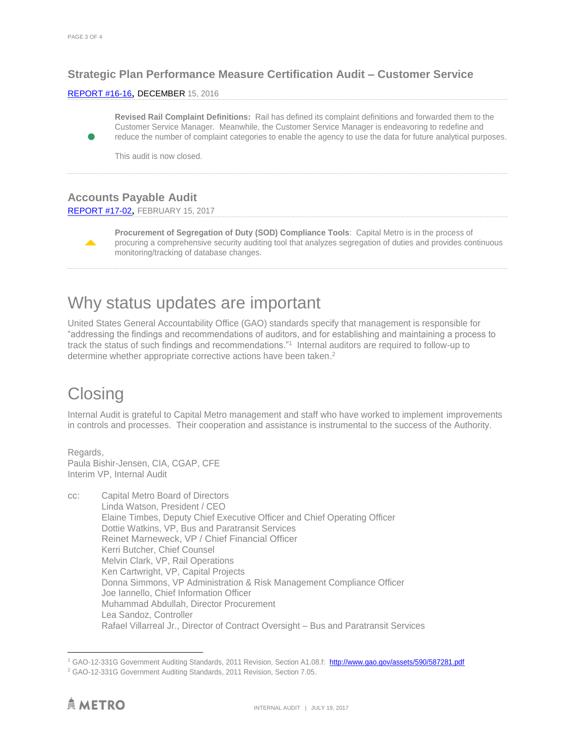### Strategic Plan Performance Measure Certification Audit – Customer Service

REPORT #16-16, DECEMBER 15, 2016

**Revised Rail Complaint Definitions:** Rail has defined its complaint definitions and forwarded them to the Customer Service Manager. Meanwhile, the Customer Service Manager is endeavoring to redefine and reduce the number of complaint categories to enable the agency to use the data for future analytical purposes.

This audit is now closed.

### Accounts Payable Audit

REPORT #17-02, FEBRUARY 15, 2017

**Procurement of Segregation of Duty (SOD) Compliance Tools**: Capital Metro is in the process of procuring a comprehensive security auditing tool that analyzes segregation of duties and provides continuous monitoring/tracking of database changes.

# Why status updates are important

United States General Accountability Office (GAO) standards specify that management is responsible for "addressing the findings and recommendations of auditors, and for establishing and maintaining a process to track the status of such findings and recommendations."[1] Internal auditors are required to follow-up to determine whether appropriate corrective actions have been taken.[2]

# Closing

Internal Audit is grateful to Capital Metro management and staff who have worked to implement improvements in controls and processes. Their cooperation and assistance is instrumental to the success of the Authority.

Regards,
Paula Bishir-Jensen, CIA, CGAP, CFE
Interim VP, Internal Audit

cc: Capital Metro Board of Directors
Linda Watson, President / CEO
Elaine Timbes, Deputy Chief Executive Officer and Chief Operating Officer
Dottie Watkins, VP, Bus and Paratransit Services
Reinet Marneweck, VP / Chief Financial Officer
Kerri Butcher, Chief Counsel
Melvin Clark, VP, Rail Operations
Ken Cartwright, VP, Capital Projects
Donna Simmons, VP Administration & Risk Management Compliance Officer
Joe Iannello, Chief Information Officer
Muhammad Abdullah, Director Procurement
Lea Sandoz, Controller
Rafael Villarreal Jr., Director of Contract Oversight – Bus and Paratransit Services

---

[1] GAO-12-331G Government Auditing Standards, 2011 Revision, Section A1.08.f: http://www.gao.gov/assets/590/587281.pdf

[2] GAO-12-331G Government Auditing Standards, 2011 Revision, Section 7.05.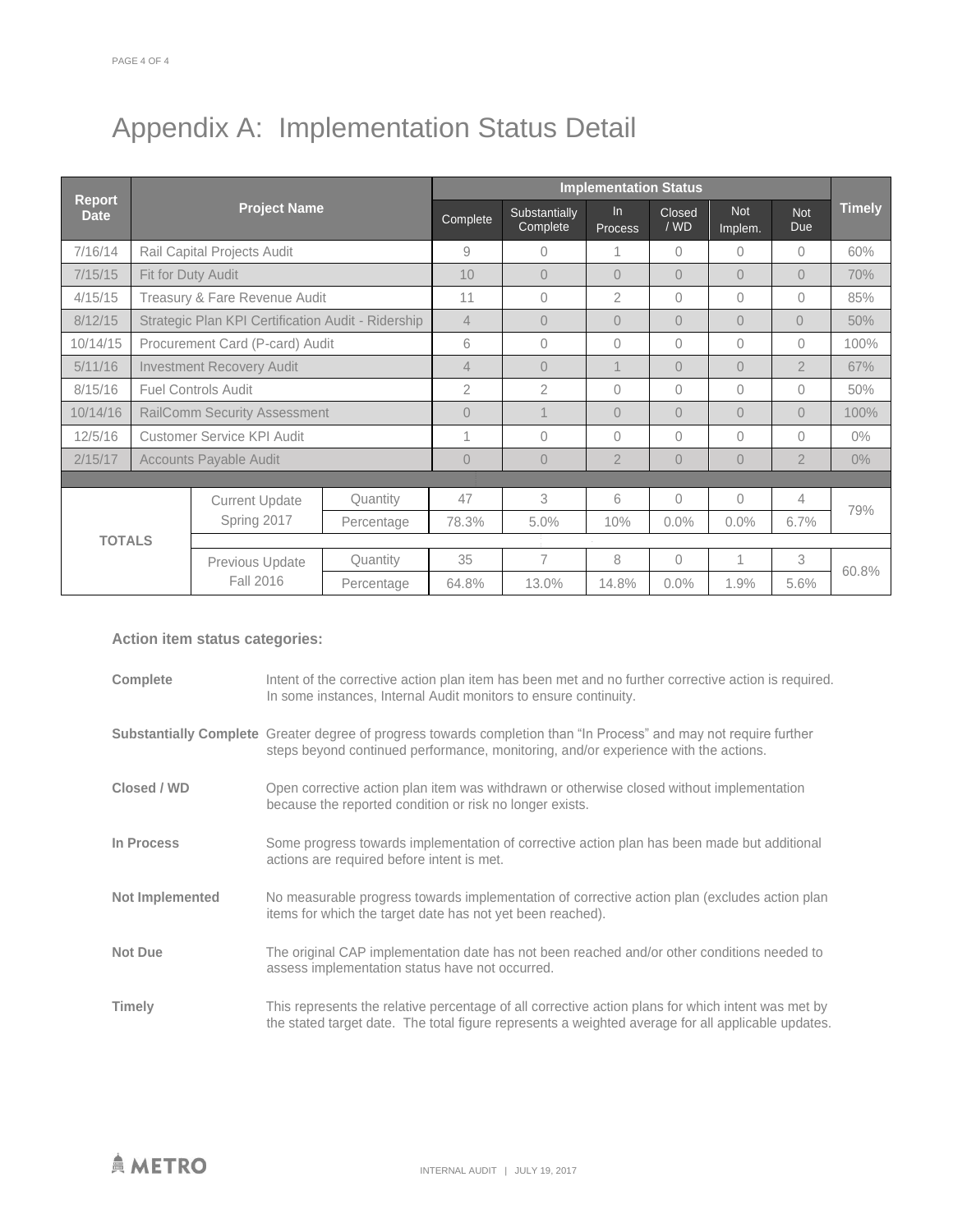# Appendix A: Implementation Status Detail

| Report Date | Project Name | | Implementation Status | | | | | | Timely |
|---|---|---|---|---|---|---|---|---|---|
| | | | Complete | Substantially Complete | In Process | Closed / WD | Not Implem. | Not Due | |
| 7/16/14 | Rail Capital Projects Audit | | 9 | 0 | 1 | 0 | 0 | 0 | 60% |
| 7/15/15 | Fit for Duty Audit | | 10 | 0 | 0 | 0 | 0 | 0 | 70% |
| 4/15/15 | Treasury & Fare Revenue Audit | | 11 | 0 | 2 | 0 | 0 | 0 | 85% |
| 8/12/15 | Strategic Plan KPI Certification Audit - Ridership | | 4 | 0 | 0 | 0 | 0 | 0 | 50% |
| 10/14/15 | Procurement Card (P-card) Audit | | 6 | 0 | 0 | 0 | 0 | 0 | 100% |
| 5/11/16 | Investment Recovery Audit | | 4 | 0 | 1 | 0 | 0 | 2 | 67% |
| 8/15/16 | Fuel Controls Audit | | 2 | 2 | 0 | 0 | 0 | 0 | 50% |
| 10/14/16 | RailComm Security Assessment | | 0 | 1 | 0 | 0 | 0 | 0 | 100% |
| 12/5/16 | Customer Service KPI Audit | | 1 | 0 | 0 | 0 | 0 | 0 | 0% |
| 2/15/17 | Accounts Payable Audit | | 0 | 0 | 2 | 0 | 0 | 2 | 0% |
| **TOTALS** | Current Update Spring 2017 | Quantity | 47 | 3 | 6 | 0 | 0 | 4 | 79% |
| | | Percentage | 78.3% | 5.0% | 10% | 0.0% | 0.0% | 6.7% | |
| | Previous Update Fall 2016 | Quantity | 35 | 7 | 8 | 0 | 1 | 3 | 60.8% |
| | | Percentage | 64.8% | 13.0% | 14.8% | 0.0% | 1.9% | 5.6% | |

**Action item status categories:**

**Complete** — Intent of the corrective action plan item has been met and no further corrective action is required. In some instances, Internal Audit monitors to ensure continuity.

**Substantially Complete** — Greater degree of progress towards completion than "In Process" and may not require further steps beyond continued performance, monitoring, and/or experience with the actions.

**Closed / WD** — Open corrective action plan item was withdrawn or otherwise closed without implementation because the reported condition or risk no longer exists.

**In Process** — Some progress towards implementation of corrective action plan has been made but additional actions are required before intent is met.

**Not Implemented** — No measurable progress towards implementation of corrective action plan (excludes action plan items for which the target date has not yet been reached).

**Not Due** — The original CAP implementation date has not been reached and/or other conditions needed to assess implementation status have not occurred.

**Timely** — This represents the relative percentage of all corrective action plans for which intent was met by the stated target date. The total figure represents a weighted average for all applicable updates.